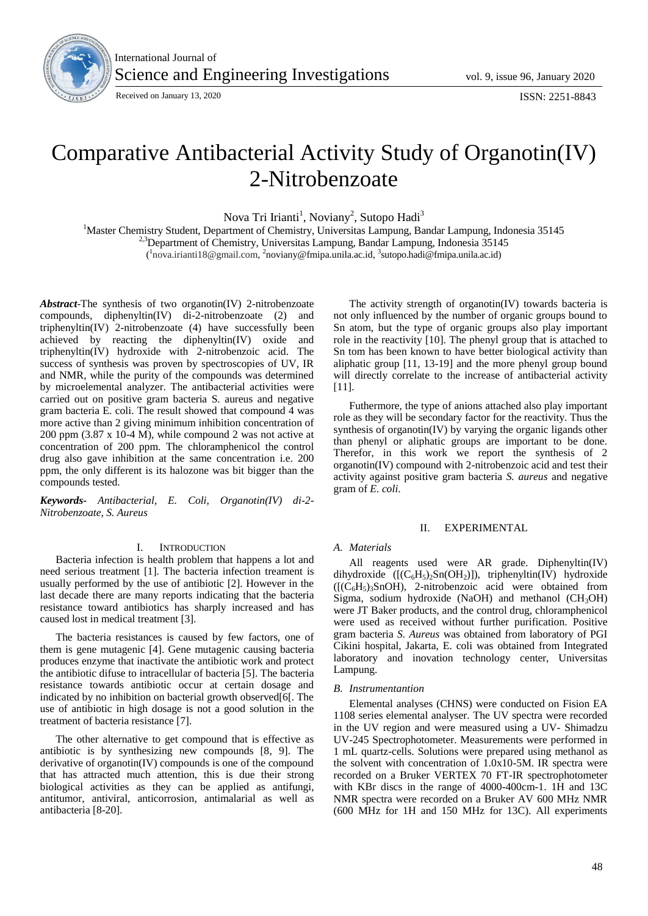# Comparative Antibacterial Activity Study of Organotin(IV) 2-Nitrobenzoate

Nova Tri Irianti[1], Noviany[2], Sutopo Hadi[3]

[1]Master Chemistry Student, Department of Chemistry, Universitas Lampung, Bandar Lampung, Indonesia 35145
[2,3]Department of Chemistry, Universitas Lampung, Bandar Lampung, Indonesia 35145
([1]nova.irianti18@gmail.com, [2]noviany@fmipa.unila.ac.id, [3]sutopo.hadi@fmipa.unila.ac.id)

***Abstract*-**The synthesis of two organotin(IV) 2-nitrobenzoate compounds, diphenyltin(IV) di-2-nitrobenzoate (2) and triphenyltin(IV) 2-nitrobenzoate (4) have successfully been achieved by reacting the diphenyltin(IV) oxide and triphenyltin(IV) hydroxide with 2-nitrobenzoic acid. The success of synthesis was proven by spectroscopies of UV, IR and NMR, while the purity of the compounds was determined by microelemental analyzer. The antibacterial activities were carried out on positive gram bacteria S. aureus and negative gram bacteria E. coli. The result showed that compound 4 was more active than 2 giving minimum inhibition concentration of 200 ppm (3.87 x 10-4 M), while compound 2 was not active at concentration of 200 ppm. The chloramphenicol the control drug also gave inhibition at the same concentration i.e. 200 ppm, the only different is its halozone was bit bigger than the compounds tested.

***Keywords-*** *Antibacterial, E. Coli, Organotin(IV) di-2-Nitrobenzoate, S. Aureus*

## I. Introduction

Bacteria infection is health problem that happens a lot and need serious treatment [1]. The bacteria infection treament is usually performed by the use of antibiotic [2]. However in the last decade there are many reports indicating that the bacteria resistance toward antibiotics has sharply increased and has caused lost in medical treatment [3].

The bacteria resistances is caused by few factors, one of them is gene mutagenic [4]. Gene mutagenic causing bacteria produces enzyme that inactivate the antibiotic work and protect the antibiotic difuse to intracellular of bacteria [5]. The bacteria resistance towards antibiotic occur at certain dosage and indicated by no inhibition on bacterial growth observed[6[. The use of antibiotic in high dosage is not a good solution in the treatment of bacteria resistance [7].

The other alternative to get compound that is effective as antibiotic is by synthesizing new compounds [8, 9]. The derivative of organotin(IV) compounds is one of the compound that has attracted much attention, this is due their strong biological activities as they can be applied as antifungi, antitumor, antiviral, anticorrosion, antimalarial as well as antibacteria [8-20].

The activity strength of organotin(IV) towards bacteria is not only influenced by the number of organic groups bound to Sn atom, but the type of organic groups also play important role in the reactivity [10]. The phenyl group that is attached to Sn tom has been known to have better biological activity than aliphatic group [11, 13-19] and the more phenyl group bound will directly correlate to the increase of antibacterial activity [11].

Futhermore, the type of anions attached also play important role as they will be secondary factor for the reactivity. Thus the synthesis of organotin(IV) by varying the organic ligands other than phenyl or aliphatic groups are important to be done. Therefor, in this work we report the synthesis of 2 organotin(IV) compound with 2-nitrobenzoic acid and test their activity against positive gram bacteria *S. aureus* and negative gram of *E. coli*.

## II. Experimental

### *A. Materials*

All reagents used were AR grade. Diphenyltin(IV) dihydroxide ([$(C_6H_5)_2Sn(OH_2)$]), triphenyltin(IV) hydroxide ([$(C_6H_5)_3SnOH$), 2-nitrobenzoic acid were obtained from Sigma, sodium hydroxide (NaOH) and methanol ($CH_3OH$) were JT Baker products, and the control drug, chloramphenicol were used as received without further purification. Positive gram bacteria *S. Aureus* was obtained from laboratory of PGI Cikini hospital, Jakarta, E. coli was obtained from Integrated laboratory and inovation technology center, Universitas Lampung.

### *B. Instrumentantion*

Elemental analyses (CHNS) were conducted on Fision EA 1108 series elemental analyser. The UV spectra were recorded in the UV region and were measured using a UV- Shimadzu UV-245 Spectrophotometer. Measurements were performed in 1 mL quartz-cells. Solutions were prepared using methanol as the solvent with concentration of 1.0x10-5M. IR spectra were recorded on a Bruker VERTEX 70 FT-IR spectrophotometer with KBr discs in the range of 4000-400cm-1. 1H and 13C NMR spectra were recorded on a Bruker AV 600 MHz NMR (600 MHz for 1H and 150 MHz for 13C). All experiments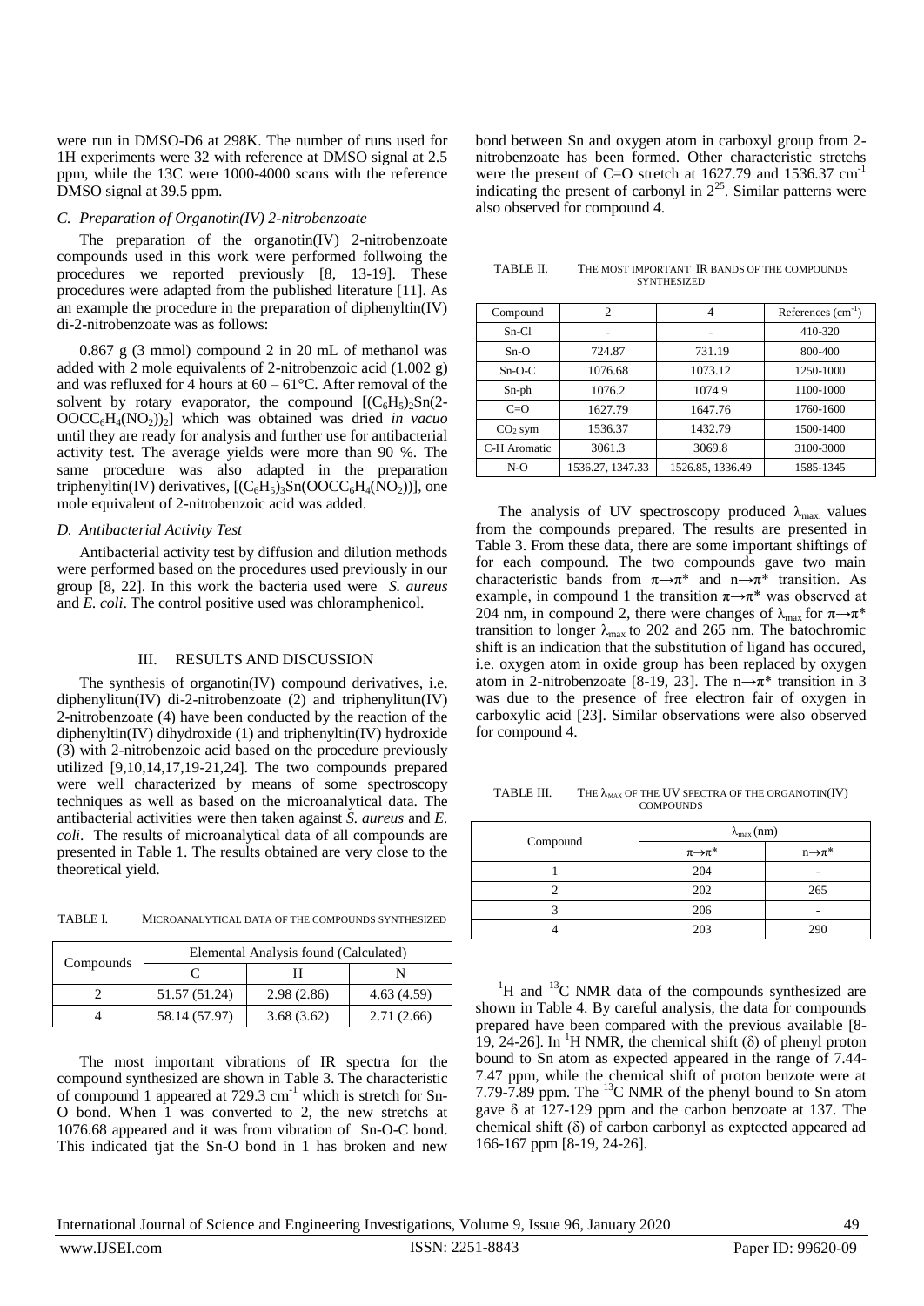were run in DMSO-D6 at 298K. The number of runs used for 1H experiments were 32 with reference at DMSO signal at 2.5 ppm, while the 13C were 1000-4000 scans with the reference DMSO signal at 39.5 ppm.

### *C. Preparation of Organotin(IV) 2-nitrobenzoate*

The preparation of the organotin(IV) 2-nitrobenzoate compounds used in this work were performed follwoing the procedures we reported previously [8, 13-19]. These procedures were adapted from the published literature [11]. As an example the procedure in the preparation of diphenyltin(IV) di-2-nitrobenzoate was as follows:

0.867 g (3 mmol) compound 2 in 20 mL of methanol was added with 2 mole equivalents of 2-nitrobenzoic acid (1.002 g) and was refluxed for 4 hours at 60 – 61°C. After removal of the solvent by rotary evaporator, the compound $[(C_6H_5)_2Sn(2\text{-}OOCC_6H_4(NO_2))_2]$ which was obtained was dried *in vacuo* until they are ready for analysis and further use for antibacterial activity test. The average yields were more than 90 %. The same procedure was also adapted in the preparation triphenyltin(IV) derivatives, $[(C_6H_5)_3Sn(OOCC_6H_4(NO_2))]$, one mole equivalent of 2-nitrobenzoic acid was added.

### *D. Antibacterial Activity Test*

Antibacterial activity test by diffusion and dilution methods were performed based on the procedures used previously in our group [8, 22]. In this work the bacteria used were *S. aureus* and *E. coli*. The control positive used was chloramphenicol.

## III. RESULTS AND DISCUSSION

The synthesis of organotin(IV) compound derivatives, i.e. diphenylitun(IV) di-2-nitrobenzoate (2) and triphenylitun(IV) 2-nitrobenzoate (4) have been conducted by the reaction of the diphenyltin(IV) dihydroxide (1) and triphenyltin(IV) hydroxide (3) with 2-nitrobenzoic acid based on the procedure previously utilized [9,10,14,17,19-21,24]. The two compounds prepared were well characterized by means of some spectroscopy techniques as well as based on the microanalytical data. The antibacterial activities were then taken against *S. aureus* and *E. coli*. The results of microanalytical data of all compounds are presented in Table 1. The results obtained are very close to the theoretical yield.

TABLE I. MICROANALYTICAL DATA OF THE COMPOUNDS SYNTHESIZED

| Compounds | Elemental Analysis found (Calculated) | | |
|---|---|---|---|
| | C | H | N |
| 2 | 51.57 (51.24) | 2.98 (2.86) | 4.63 (4.59) |
| 4 | 58.14 (57.97) | 3.68 (3.62) | 2.71 (2.66) |

The most important vibrations of IR spectra for the compound synthesized are shown in Table 3. The characteristic of compound 1 appeared at 729.3 $cm^{-1}$ which is stretch for Sn-O bond. When 1 was converted to 2, the new stretchs at 1076.68 appeared and it was from vibration of Sn-O-C bond. This indicated tjat the Sn-O bond in 1 has broken and new bond between Sn and oxygen atom in carboxyl group from 2-nitrobenzoate has been formed. Other characteristic stretchs were the present of C=O stretch at 1627.79 and 1536.37 $cm^{-1}$ indicating the present of carbonyl in $2^{25}$. Similar patterns were also observed for compound 4.

TABLE II. THE MOST IMPORTANT IR BANDS OF THE COMPOUNDS SYNTHESIZED

| Compound | 2 | 4 | References ($cm^{-1}$) |
|---|---|---|---|
| Sn-Cl | - | - | 410-320 |
| Sn-O | 724.87 | 731.19 | 800-400 |
| Sn-O-C | 1076.68 | 1073.12 | 1250-1000 |
| Sn-ph | 1076.2 | 1074.9 | 1100-1000 |
| C=O | 1627.79 | 1647.76 | 1760-1600 |
| $CO_2$ sym | 1536.37 | 1432.79 | 1500-1400 |
| C-H Aromatic | 3061.3 | 3069.8 | 3100-3000 |
| N-O | 1536.27, 1347.33 | 1526.85, 1336.49 | 1585-1345 |

The analysis of UV spectroscopy produced $\lambda_{max.}$ values from the compounds prepared. The results are presented in Table 3. From these data, there are some important shiftings of for each compound. The two compounds gave two main characteristic bands from $\pi\rightarrow\pi^*$ and $n\rightarrow\pi^*$ transition. As example, in compound 1 the transition $\pi\rightarrow\pi^*$ was observed at 204 nm, in compound 2, there were changes of $\lambda_{max}$ for $\pi\rightarrow\pi^*$ transition to longer $\lambda_{max}$ to 202 and 265 nm. The batochromic shift is an indication that the substitution of ligand has occured, i.e. oxygen atom in oxide group has been replaced by oxygen atom in 2-nitrobenzoate [8-19, 23]. The $n\rightarrow\pi^*$ transition in 3 was due to the presence of free electron fair of oxygen in carboxylic acid [23]. Similar observations were also observed for compound 4.

TABLE III. THE $\lambda_{MAX}$ OF THE UV SPECTRA OF THE ORGANOTIN(IV) COMPOUNDS

| Compound | $\lambda_{max}$ (nm) | |
|---|---|---|
| | $\pi\rightarrow\pi^*$ | $n\rightarrow\pi^*$ |
| 1 | 204 | - |
| 2 | 202 | 265 |
| 3 | 206 | - |
| 4 | 203 | 290 |

$^{1}H$ and $^{13}C$ NMR data of the compounds synthesized are shown in Table 4. By careful analysis, the data for compounds prepared have been compared with the previous available [8-19, 24-26]. In $^{1}H$ NMR, the chemical shift (δ) of phenyl proton bound to Sn atom as expected appeared in the range of 7.44-7.47 ppm, while the chemical shift of proton benzote were at 7.79-7.89 ppm. The $^{13}C$ NMR of the phenyl bound to Sn atom gave δ at 127-129 ppm and the carbon benzoate at 137. The chemical shift (δ) of carbon carbonyl as exptected appeared ad 166-167 ppm [8-19, 24-26].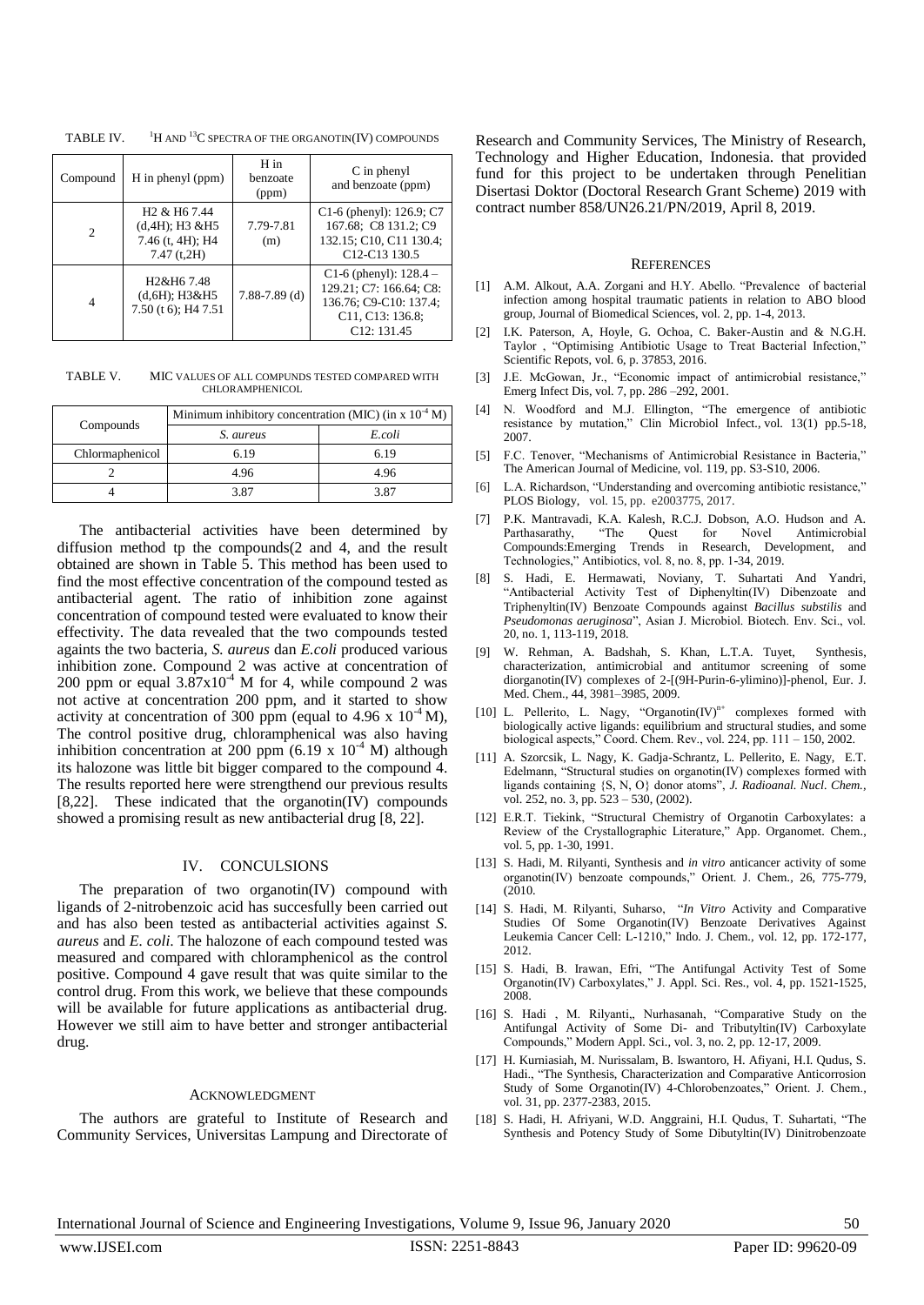TABLE IV. $^{1}H$ AND $^{13}C$ SPECTRA OF THE ORGANOTIN(IV) COMPOUNDS

| Compound | H in phenyl (ppm) | H in benzoate (ppm) | C in phenyl and benzoate (ppm) |
|---|---|---|---|
| 2 | H2 & H6 7.44 (d,4H); H3 &H5 7.46 (t, 4H); H4 7.47 (t,2H) | 7.79-7.81 (m) | C1-6 (phenyl): 126.9; C7 167.68; C8 131.2; C9 132.15; C10, C11 130.4; C12-C13 130.5 |
| 4 | H2&H6 7.48 (d,6H); H3&H5 7.50 (t 6); H4 7.51 | 7.88-7.89 (d) | C1-6 (phenyl): 128.4 – 129.21; C7: 166.64; C8: 136.76; C9-C10: 137.4; C11, C13: 136.8; C12: 131.45 |

TABLE V. MIC VALUES OF ALL COMPUNDS TESTED COMPARED WITH CHLORAMPHENICOL

| Compounds | Minimum inhibitory concentration (MIC) (in x $10^{-4}$ M) | |
|---|---|---|
| | *S. aureus* | *E.coli* |
| Chlormaphenicol | 6.19 | 6.19 |
| 2 | 4.96 | 4.96 |
| 4 | 3.87 | 3.87 |

The antibacterial activities have been determined by diffusion method tp the compounds(2 and 4, and the result obtained are shown in Table 5. This method has been used to find the most effective concentration of the compound tested as antibacterial agent. The ratio of inhibition zone against concentration of compound tested were evaluated to know their effectivity. The data revealed that the two compounds tested againts the two bacteria, *S. aureus* dan *E.coli* produced various inhibition zone. Compound 2 was active at concentration of 200 ppm or equal $3.87 \times 10^{-4}$ M for 4, while compound 2 was not active at concentration 200 ppm, and it started to show activity at concentration of 300 ppm (equal to 4.96 x $10^{-4}$ M), The control positive drug, chloramphenical was also having inhibition concentration at 200 ppm (6.19 x $10^{-4}$ M) although its halozone was little bit bigger compared to the compound 4. The results reported here were strengthend our previous results [8,22]. These indicated that the organotin(IV) compounds showed a promising result as new antibacterial drug [8, 22].

## IV. CONCULSIONS

The preparation of two organotin(IV) compound with ligands of 2-nitrobenzoic acid has succesfully been carried out and has also been tested as antibacterial activities against *S. aureus* and *E. coli*. The halozone of each compound tested was measured and compared with chloramphenicol as the control positive. Compound 4 gave result that was quite similar to the control drug. From this work, we believe that these compounds will be available for future applications as antibacterial drug. However we still aim to have better and stronger antibacterial drug.

## ACKNOWLEDGMENT

The authors are grateful to Institute of Research and Community Services, Universitas Lampung and Directorate of Research and Community Services, The Ministry of Research, Technology and Higher Education, Indonesia. that provided fund for this project to be undertaken through Penelitian Disertasi Doktor (Doctoral Research Grant Scheme) 2019 with contract number 858/UN26.21/PN/2019, April 8, 2019.

## REFERENCES

[1] A.M. Alkout, A.A. Zorgani and H.Y. Abello. "Prevalence of bacterial infection among hospital traumatic patients in relation to ABO blood group, Journal of Biomedical Sciences, vol. 2, pp. 1-4, 2013.

[2] I.K. Paterson, A, Hoyle, G. Ochoa, C. Baker-Austin and & N.G.H. Taylor , "Optimising Antibiotic Usage to Treat Bacterial Infection," Scientific Repots, vol. 6, p. 37853, 2016.

[3] J.E. McGowan, Jr., "Economic impact of antimicrobial resistance," Emerg Infect Dis, vol. 7, pp. 286 –292, 2001.

[4] N. Woodford and M.J. Ellington, "The emergence of antibiotic resistance by mutation," Clin Microbiol Infect., vol. 13(1) pp.5-18, 2007.

[5] F.C. Tenover, "Mechanisms of Antimicrobial Resistance in Bacteria," The American Journal of Medicine, vol. 119, pp. S3-S10, 2006.

[6] L.A. Richardson, "Understanding and overcoming antibiotic resistance," PLOS Biology, vol. 15, pp. e2003775, 2017.

[7] P.K. Mantravadi, K.A. Kalesh, R.C.J. Dobson, A.O. Hudson and A. Parthasarathy, "The Quest for Novel Antimicrobial Compounds:Emerging Trends in Research, Development, and Technologies," Antibiotics, vol. 8, no. 8, pp. 1-34, 2019.

[8] S. Hadi, E. Hermawati, Noviany, T. Suhartati And Yandri, "Antibacterial Activity Test of Diphenyltin(IV) Dibenzoate and Triphenyltin(IV) Benzoate Compounds against *Bacillus substilis* and *Pseudomonas aeruginosa*", Asian J. Microbiol. Biotech. Env. Sci., vol. 20, no. 1, 113-119, 2018.

[9] W. Rehman, A. Badshah, S. Khan, L.T.A. Tuyet, Synthesis, characterization, antimicrobial and antitumor screening of some diorganotin(IV) complexes of 2-[(9H-Purin-6-ylimino)]-phenol, Eur. J. Med. Chem., 44, 3981–3985, 2009.

[10] L. Pellerito, L. Nagy, "Organotin(IV)$^{n+}$ complexes formed with biologically active ligands: equilibrium and structural studies, and some biological aspects," Coord. Chem. Rev., vol. 224, pp. 111 – 150, 2002.

[11] A. Szorcsik, L. Nagy, K. Gadja-Schrantz, L. Pellerito, E. Nagy, E.T. Edelmann, "Structural studies on organotin(IV) complexes formed with ligands containing {S, N, O} donor atoms", *J. Radioanal. Nucl. Chem.*, vol. 252, no. 3, pp. 523 – 530, (2002).

[12] E.R.T. Tiekink, "Structural Chemistry of Organotin Carboxylates: a Review of the Crystallographic Literature," App. Organomet. Chem., vol. 5, pp. 1-30, 1991.

[13] S. Hadi, M. Rilyanti, Synthesis and *in vitro* anticancer activity of some organotin(IV) benzoate compounds," Orient. J. Chem., 26, 775-779, (2010.

[14] S. Hadi, M. Rilyanti, Suharso, "*In Vitro* Activity and Comparative Studies Of Some Organotin(IV) Benzoate Derivatives Against Leukemia Cancer Cell: L-1210," Indo. J. Chem., vol. 12, pp. 172-177, 2012.

[15] S. Hadi, B. Irawan, Efri, "The Antifungal Activity Test of Some Organotin(IV) Carboxylates," J. Appl. Sci. Res., vol. 4, pp. 1521-1525, 2008.

[16] S. Hadi , M. Rilyanti,, Nurhasanah, "Comparative Study on the Antifungal Activity of Some Di- and Tributyltin(IV) Carboxylate Compounds," Modern Appl. Sci., vol. 3, no. 2, pp. 12-17, 2009.

[17] H. Kurniasiah, M. Nurissalam, B. Iswantoro, H. Afiyani, H.I. Qudus, S. Hadi., "The Synthesis, Characterization and Comparative Anticorrosion Study of Some Organotin(IV) 4-Chlorobenzoates," Orient. J. Chem., vol. 31, pp. 2377-2383, 2015.

[18] S. Hadi, H. Afriyani, W.D. Anggraini, H.I. Qudus, T. Suhartati, "The Synthesis and Potency Study of Some Dibutyltin(IV) Dinitrobenzoate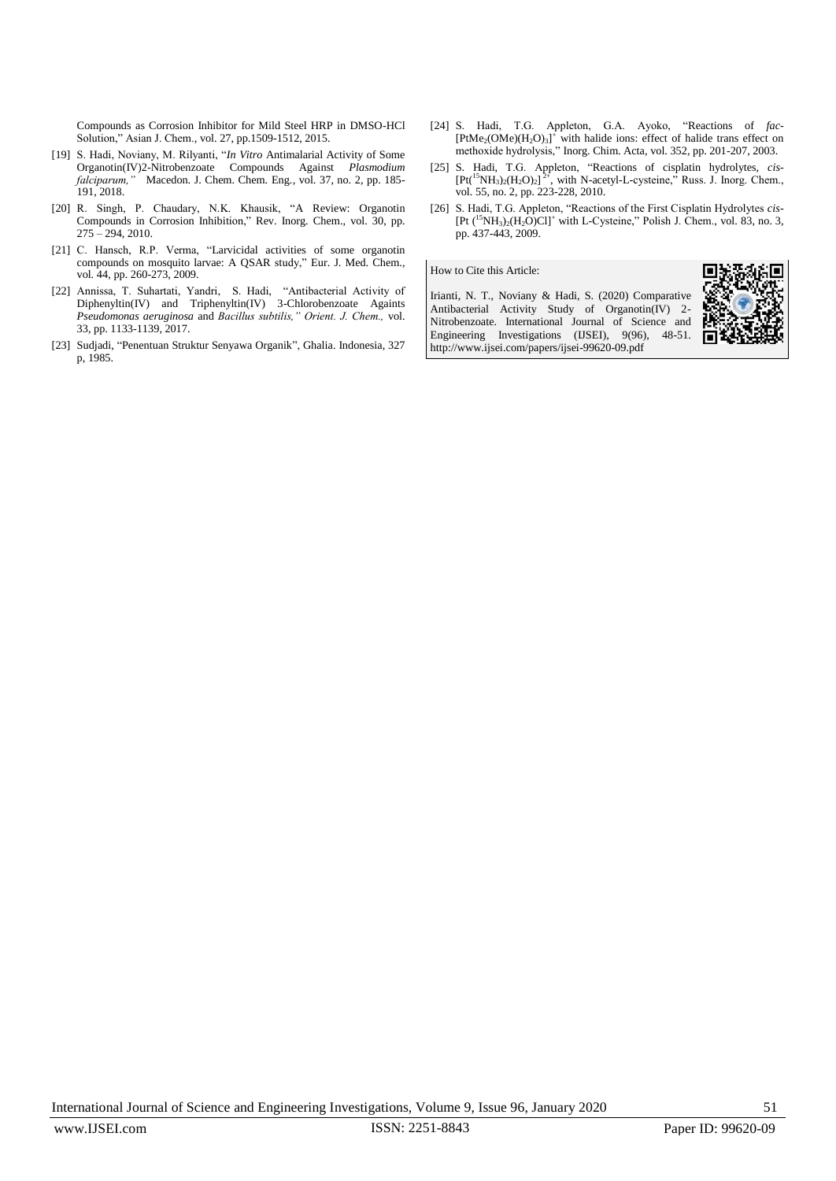Compounds as Corrosion Inhibitor for Mild Steel HRP in DMSO-HCl Solution," Asian J. Chem., vol. 27, pp.1509-1512, 2015.

[19] S. Hadi, Noviany, M. Rilyanti, "*In Vitro* Antimalarial Activity of Some Organotin(IV)2-Nitrobenzoate Compounds Against *Plasmodium falciparum,"* Macedon. J. Chem. Chem. Eng., vol. 37, no. 2, pp. 185-191, 2018.

[20] R. Singh, P. Chaudary, N.K. Khausik, "A Review: Organotin Compounds in Corrosion Inhibition," Rev. Inorg. Chem., vol. 30, pp. 275 – 294, 2010.

[21] C. Hansch, R.P. Verma, "Larvicidal activities of some organotin compounds on mosquito larvae: A QSAR study," Eur. J. Med. Chem., vol. 44, pp. 260-273, 2009.

[22] Annissa, T. Suhartati, Yandri, S. Hadi, "Antibacterial Activity of Diphenyltin(IV) and Triphenyltin(IV) 3-Chlorobenzoate Againts *Pseudomonas aeruginosa* and *Bacillus subtilis," Orient. J. Chem.,* vol. 33, pp. 1133-1139, 2017.

[23] Sudjadi, "Penentuan Struktur Senyawa Organik", Ghalia. Indonesia, 327 p, 1985.

[24] S. Hadi, T.G. Appleton, G.A. Ayoko, "Reactions of *fac*-$[PtMe_2(OMe)(H_2O)_3]^+$ with halide ions: effect of halide trans effect on methoxide hydrolysis," Inorg. Chim. Acta, vol. 352, pp. 201-207, 2003.

[25] S. Hadi, T.G. Appleton, "Reactions of cisplatin hydrolytes, *cis*-$[Pt(^{15}NH_3)_2(H_2O)_2]^{2+}$, with N-acetyl-L-cysteine," Russ. J. Inorg. Chem., vol. 55, no. 2, pp. 223-228, 2010.

[26] S. Hadi, T.G. Appleton, "Reactions of the First Cisplatin Hydrolytes *cis*-$[Pt(^{15}NH_3)_2(H_2O)Cl]^+$ with L-Cysteine," Polish J. Chem., vol. 83, no. 3, pp. 437-443, 2009.

How to Cite this Article:

Irianti, N. T., Noviany & Hadi, S. (2020) Comparative Antibacterial Activity Study of Organotin(IV) 2-Nitrobenzoate. International Journal of Science and Engineering Investigations (IJSEI), 9(96), 48-51. http://www.ijsei.com/papers/ijsei-99620-09.pdf